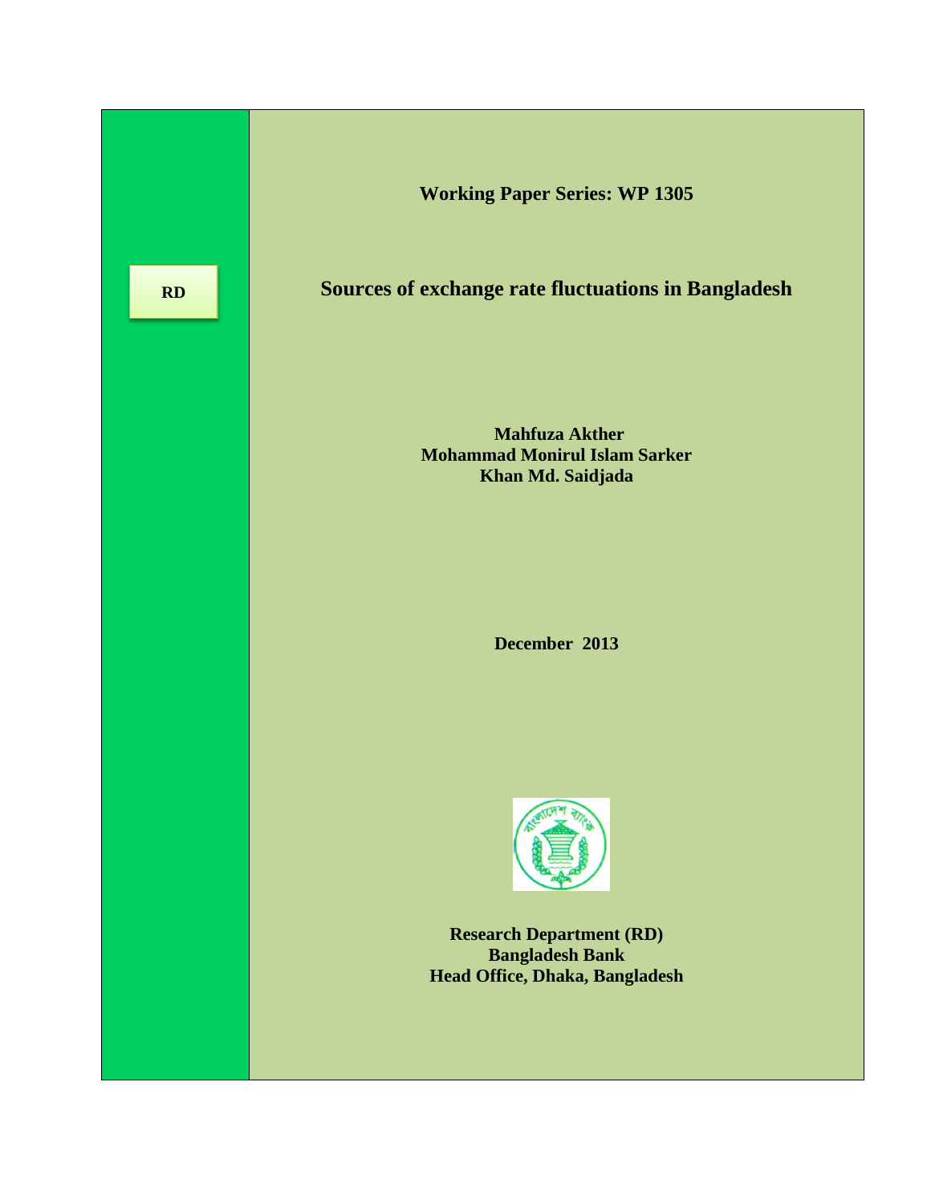RD

**Working Paper Series: WP 1305**

# Sources of exchange rate fluctuations in Bangladesh

**Mahfuza Akther**
**Mohammad Monirul Islam Sarker**
**Khan Md. Saidjada**

**December 2013**

**Research Department (RD)**
**Bangladesh Bank**
**Head Office, Dhaka, Bangladesh**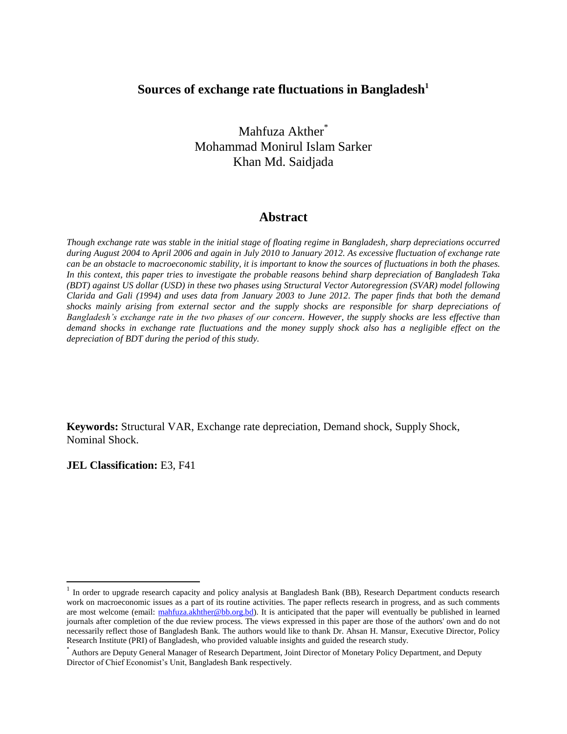# Sources of exchange rate fluctuations in Bangladesh[1]

Mahfuza Akther[*]
Mohammad Monirul Islam Sarker
Khan Md. Saidjada

## Abstract

*Though exchange rate was stable in the initial stage of floating regime in Bangladesh, sharp depreciations occurred during August 2004 to April 2006 and again in July 2010 to January 2012. As excessive fluctuation of exchange rate can be an obstacle to macroeconomic stability, it is important to know the sources of fluctuations in both the phases. In this context, this paper tries to investigate the probable reasons behind sharp depreciation of Bangladesh Taka (BDT) against US dollar (USD) in these two phases using Structural Vector Autoregression (SVAR) model following Clarida and Gali (1994) and uses data from January 2003 to June 2012. The paper finds that both the demand shocks mainly arising from external sector and the supply shocks are responsible for sharp depreciations of Bangladesh's exchange rate in the two phases of our concern. However, the supply shocks are less effective than demand shocks in exchange rate fluctuations and the money supply shock also has a negligible effect on the depreciation of BDT during the period of this study.*

**Keywords:** Structural VAR, Exchange rate depreciation, Demand shock, Supply Shock, Nominal Shock.

**JEL Classification:** E3, F41

---

[1] In order to upgrade research capacity and policy analysis at Bangladesh Bank (BB), Research Department conducts research work on macroeconomic issues as a part of its routine activities. The paper reflects research in progress, and as such comments are most welcome (email: mahfuza.akhther@bb.org.bd). It is anticipated that the paper will eventually be published in learned journals after completion of the due review process. The views expressed in this paper are those of the authors' own and do not necessarily reflect those of Bangladesh Bank. The authors would like to thank Dr. Ahsan H. Mansur, Executive Director, Policy Research Institute (PRI) of Bangladesh, who provided valuable insights and guided the research study.

[*] Authors are Deputy General Manager of Research Department, Joint Director of Monetary Policy Department, and Deputy Director of Chief Economist's Unit, Bangladesh Bank respectively.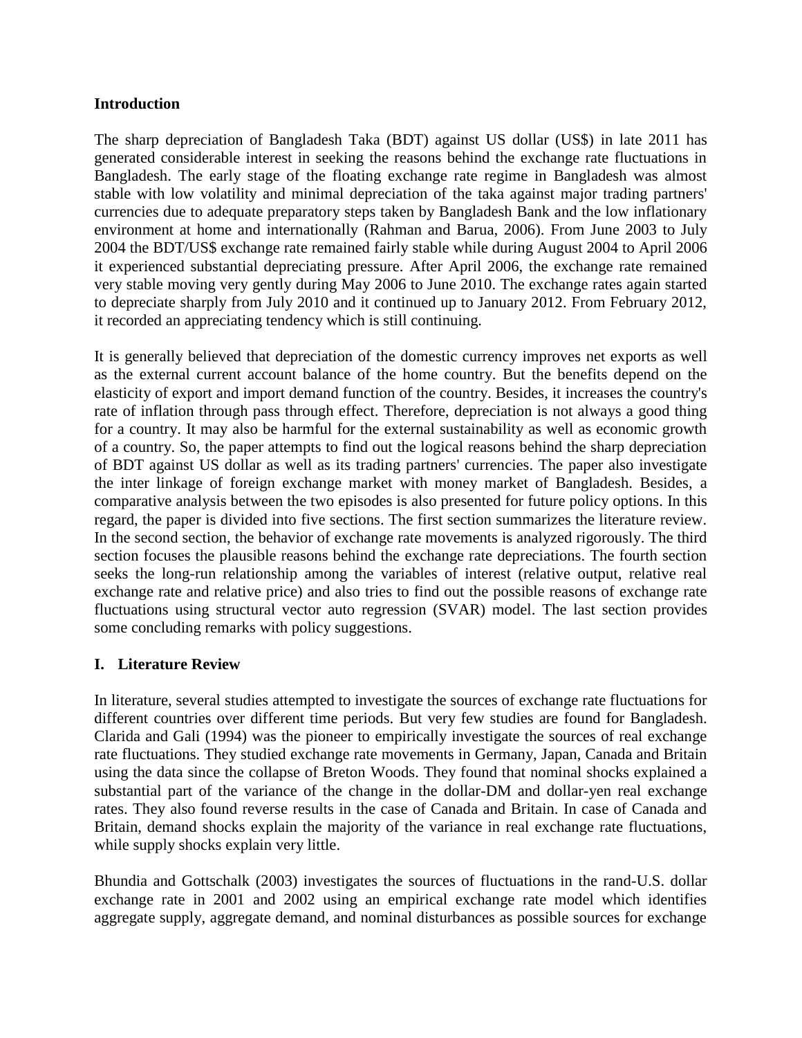**Introduction**

The sharp depreciation of Bangladesh Taka (BDT) against US dollar (US$) in late 2011 has generated considerable interest in seeking the reasons behind the exchange rate fluctuations in Bangladesh. The early stage of the floating exchange rate regime in Bangladesh was almost stable with low volatility and minimal depreciation of the taka against major trading partners' currencies due to adequate preparatory steps taken by Bangladesh Bank and the low inflationary environment at home and internationally (Rahman and Barua, 2006). From June 2003 to July 2004 the BDT/US$ exchange rate remained fairly stable while during August 2004 to April 2006 it experienced substantial depreciating pressure. After April 2006, the exchange rate remained very stable moving very gently during May 2006 to June 2010. The exchange rates again started to depreciate sharply from July 2010 and it continued up to January 2012. From February 2012, it recorded an appreciating tendency which is still continuing.

It is generally believed that depreciation of the domestic currency improves net exports as well as the external current account balance of the home country. But the benefits depend on the elasticity of export and import demand function of the country. Besides, it increases the country's rate of inflation through pass through effect. Therefore, depreciation is not always a good thing for a country. It may also be harmful for the external sustainability as well as economic growth of a country. So, the paper attempts to find out the logical reasons behind the sharp depreciation of BDT against US dollar as well as its trading partners' currencies. The paper also investigate the inter linkage of foreign exchange market with money market of Bangladesh. Besides, a comparative analysis between the two episodes is also presented for future policy options. In this regard, the paper is divided into five sections. The first section summarizes the literature review. In the second section, the behavior of exchange rate movements is analyzed rigorously. The third section focuses the plausible reasons behind the exchange rate depreciations. The fourth section seeks the long-run relationship among the variables of interest (relative output, relative real exchange rate and relative price) and also tries to find out the possible reasons of exchange rate fluctuations using structural vector auto regression (SVAR) model. The last section provides some concluding remarks with policy suggestions.

## I. Literature Review

In literature, several studies attempted to investigate the sources of exchange rate fluctuations for different countries over different time periods. But very few studies are found for Bangladesh. Clarida and Gali (1994) was the pioneer to empirically investigate the sources of real exchange rate fluctuations. They studied exchange rate movements in Germany, Japan, Canada and Britain using the data since the collapse of Breton Woods. They found that nominal shocks explained a substantial part of the variance of the change in the dollar-DM and dollar-yen real exchange rates. They also found reverse results in the case of Canada and Britain. In case of Canada and Britain, demand shocks explain the majority of the variance in real exchange rate fluctuations, while supply shocks explain very little.

Bhundia and Gottschalk (2003) investigates the sources of fluctuations in the rand-U.S. dollar exchange rate in 2001 and 2002 using an empirical exchange rate model which identifies aggregate supply, aggregate demand, and nominal disturbances as possible sources for exchange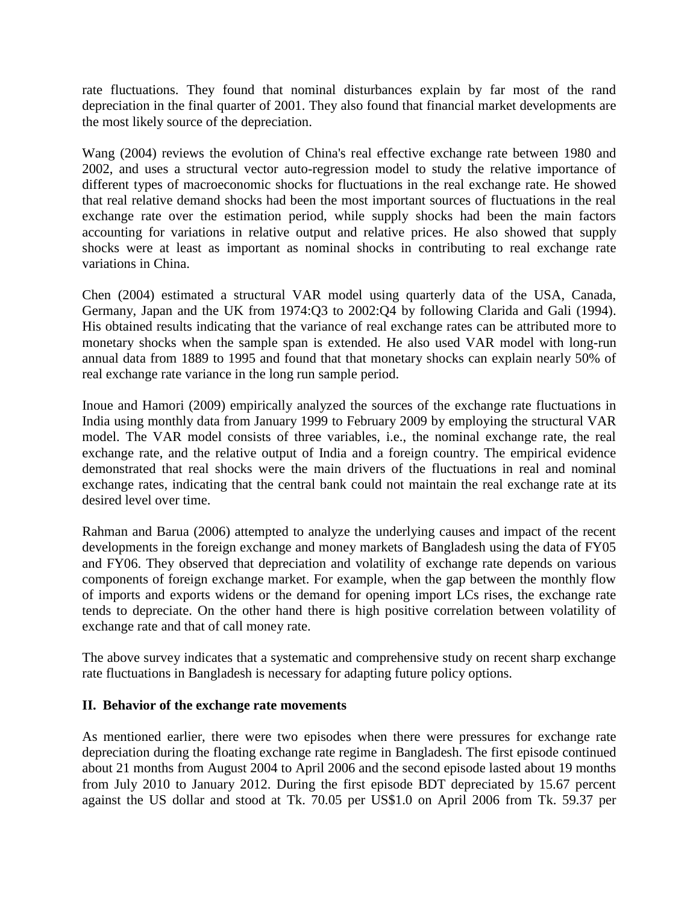rate fluctuations. They found that nominal disturbances explain by far most of the rand depreciation in the final quarter of 2001. They also found that financial market developments are the most likely source of the depreciation.

Wang (2004) reviews the evolution of China's real effective exchange rate between 1980 and 2002, and uses a structural vector auto-regression model to study the relative importance of different types of macroeconomic shocks for fluctuations in the real exchange rate. He showed that real relative demand shocks had been the most important sources of fluctuations in the real exchange rate over the estimation period, while supply shocks had been the main factors accounting for variations in relative output and relative prices. He also showed that supply shocks were at least as important as nominal shocks in contributing to real exchange rate variations in China.

Chen (2004) estimated a structural VAR model using quarterly data of the USA, Canada, Germany, Japan and the UK from 1974:Q3 to 2002:Q4 by following Clarida and Gali (1994). His obtained results indicating that the variance of real exchange rates can be attributed more to monetary shocks when the sample span is extended. He also used VAR model with long-run annual data from 1889 to 1995 and found that that monetary shocks can explain nearly 50% of real exchange rate variance in the long run sample period.

Inoue and Hamori (2009) empirically analyzed the sources of the exchange rate fluctuations in India using monthly data from January 1999 to February 2009 by employing the structural VAR model. The VAR model consists of three variables, i.e., the nominal exchange rate, the real exchange rate, and the relative output of India and a foreign country. The empirical evidence demonstrated that real shocks were the main drivers of the fluctuations in real and nominal exchange rates, indicating that the central bank could not maintain the real exchange rate at its desired level over time.

Rahman and Barua (2006) attempted to analyze the underlying causes and impact of the recent developments in the foreign exchange and money markets of Bangladesh using the data of FY05 and FY06. They observed that depreciation and volatility of exchange rate depends on various components of foreign exchange market. For example, when the gap between the monthly flow of imports and exports widens or the demand for opening import LCs rises, the exchange rate tends to depreciate. On the other hand there is high positive correlation between volatility of exchange rate and that of call money rate.

The above survey indicates that a systematic and comprehensive study on recent sharp exchange rate fluctuations in Bangladesh is necessary for adapting future policy options.

## II. Behavior of the exchange rate movements

As mentioned earlier, there were two episodes when there were pressures for exchange rate depreciation during the floating exchange rate regime in Bangladesh. The first episode continued about 21 months from August 2004 to April 2006 and the second episode lasted about 19 months from July 2010 to January 2012. During the first episode BDT depreciated by 15.67 percent against the US dollar and stood at Tk. 70.05 per US$1.0 on April 2006 from Tk. 59.37 per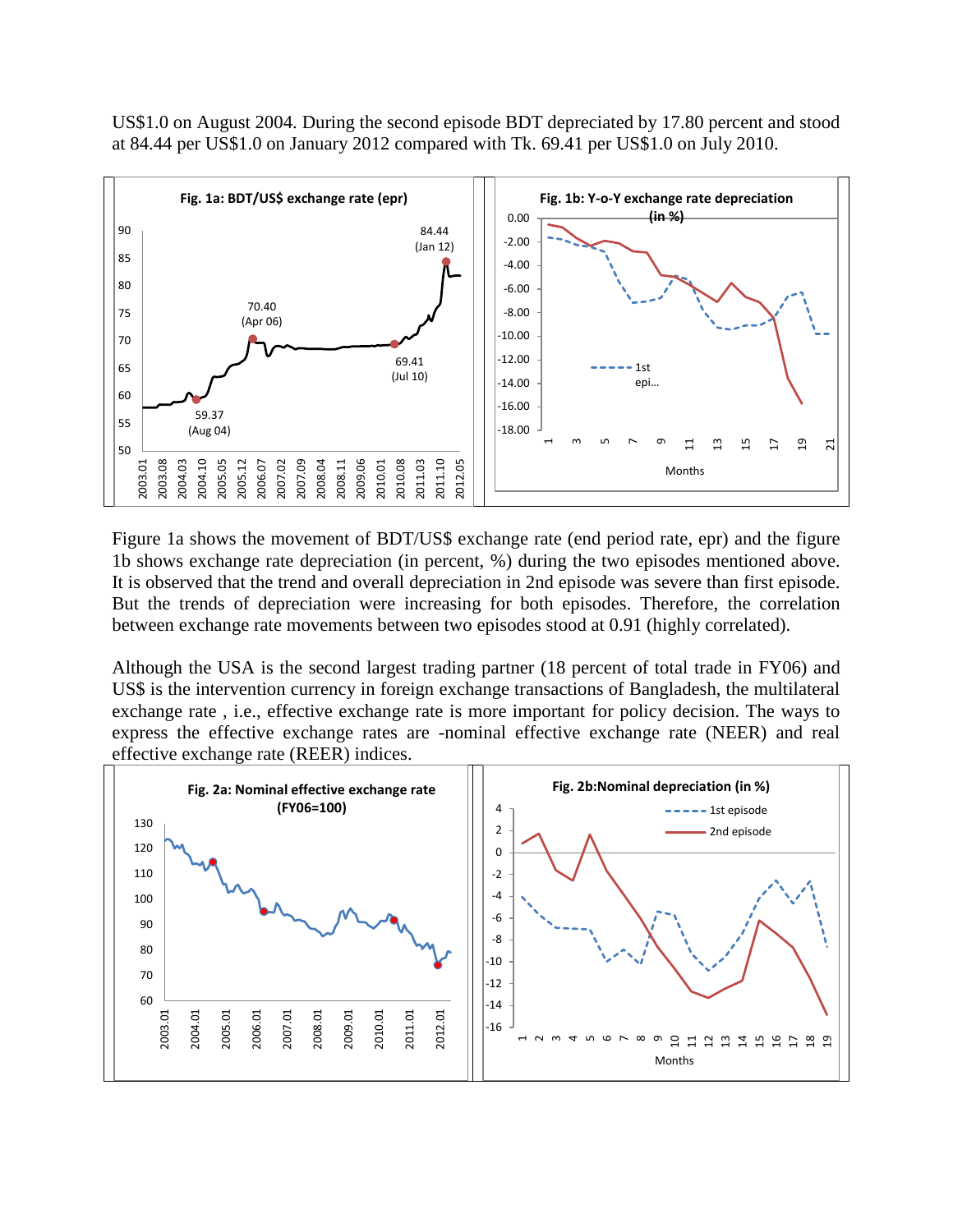US$1.0 on August 2004. During the second episode BDT depreciated by 17.80 percent and stood at 84.44 per US$1.0 on January 2012 compared with Tk. 69.41 per US$1.0 on July 2010.

Figure 1a shows the movement of BDT/US$ exchange rate (end period rate, epr) and the figure 1b shows exchange rate depreciation (in percent, %) during the two episodes mentioned above. It is observed that the trend and overall depreciation in 2nd episode was severe than first episode. But the trends of depreciation were increasing for both episodes. Therefore, the correlation between exchange rate movements between two episodes stood at 0.91 (highly correlated).

Although the USA is the second largest trading partner (18 percent of total trade in FY06) and US$ is the intervention currency in foreign exchange transactions of Bangladesh, the multilateral exchange rate , i.e., effective exchange rate is more important for policy decision. The ways to express the effective exchange rates are -nominal effective exchange rate (NEER) and real effective exchange rate (REER) indices.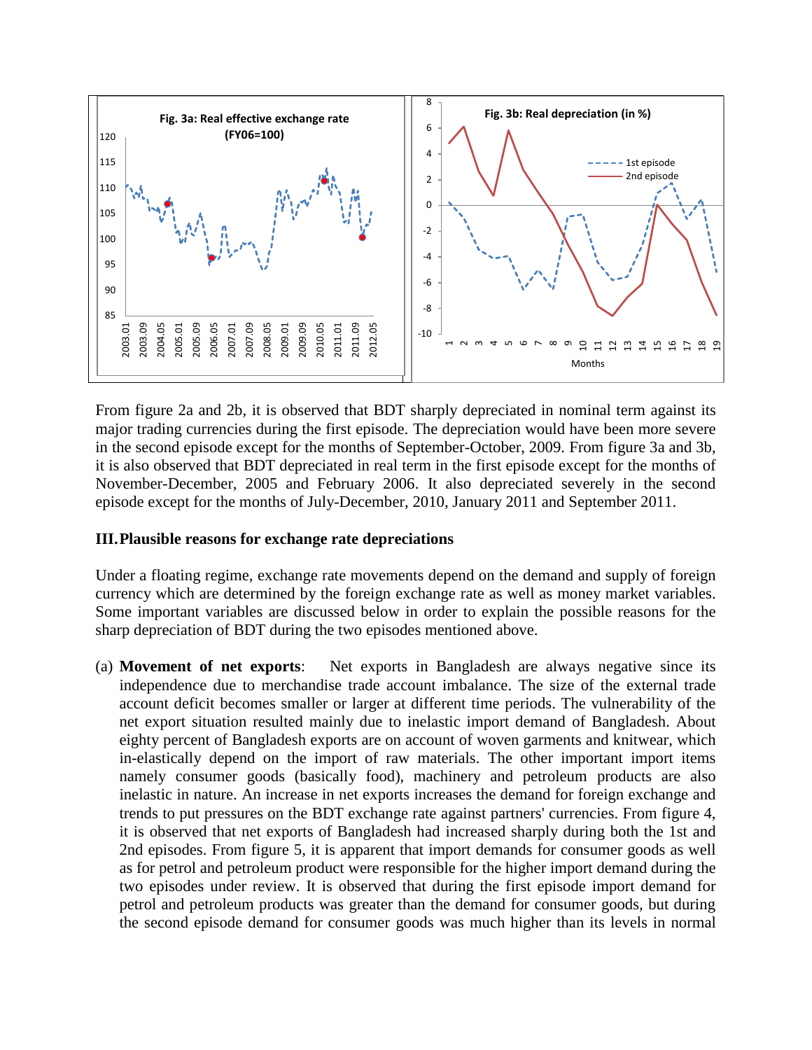From figure 2a and 2b, it is observed that BDT sharply depreciated in nominal term against its major trading currencies during the first episode. The depreciation would have been more severe in the second episode except for the months of September-October, 2009. From figure 3a and 3b, it is also observed that BDT depreciated in real term in the first episode except for the months of November-December, 2005 and February 2006. It also depreciated severely in the second episode except for the months of July-December, 2010, January 2011 and September 2011.

## III. Plausible reasons for exchange rate depreciations

Under a floating regime, exchange rate movements depend on the demand and supply of foreign currency which are determined by the foreign exchange rate as well as money market variables. Some important variables are discussed below in order to explain the possible reasons for the sharp depreciation of BDT during the two episodes mentioned above.

(a) **Movement of net exports**: Net exports in Bangladesh are always negative since its independence due to merchandise trade account imbalance. The size of the external trade account deficit becomes smaller or larger at different time periods. The vulnerability of the net export situation resulted mainly due to inelastic import demand of Bangladesh. About eighty percent of Bangladesh exports are on account of woven garments and knitwear, which in-elastically depend on the import of raw materials. The other important import items namely consumer goods (basically food), machinery and petroleum products are also inelastic in nature. An increase in net exports increases the demand for foreign exchange and trends to put pressures on the BDT exchange rate against partners' currencies. From figure 4, it is observed that net exports of Bangladesh had increased sharply during both the 1st and 2nd episodes. From figure 5, it is apparent that import demands for consumer goods as well as for petrol and petroleum product were responsible for the higher import demand during the two episodes under review. It is observed that during the first episode import demand for petrol and petroleum products was greater than the demand for consumer goods, but during the second episode demand for consumer goods was much higher than its levels in normal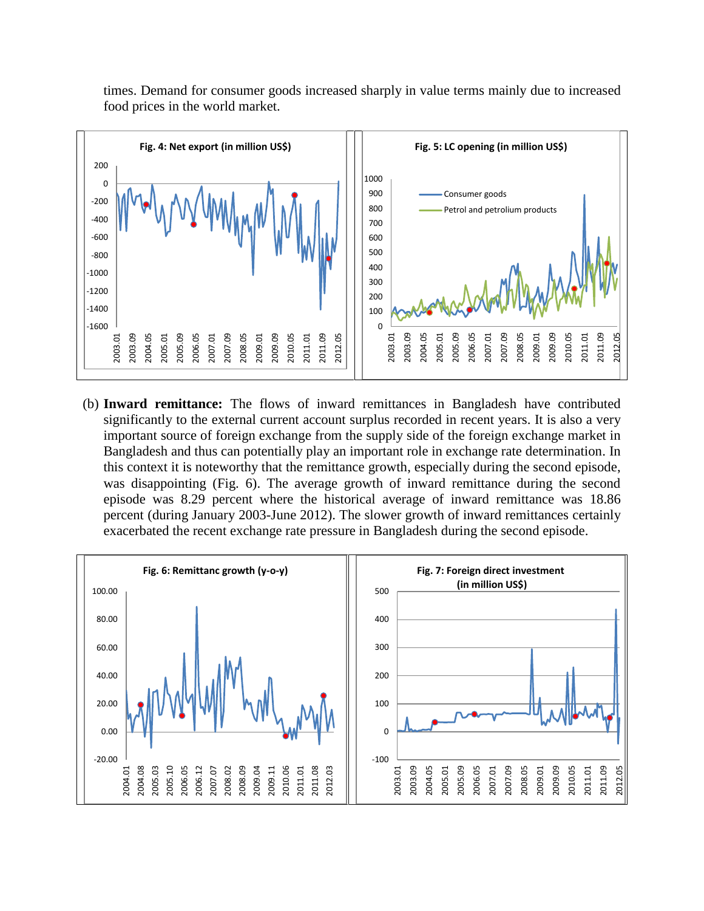times. Demand for consumer goods increased sharply in value terms mainly due to increased food prices in the world market.

Fig. 4: Net export (in million US$)

Fig. 5: LC opening (in million US$)

(b) **Inward remittance:** The flows of inward remittances in Bangladesh have contributed significantly to the external current account surplus recorded in recent years. It is also a very important source of foreign exchange from the supply side of the foreign exchange market in Bangladesh and thus can potentially play an important role in exchange rate determination. In this context it is noteworthy that the remittance growth, especially during the second episode, was disappointing (Fig. 6). The average growth of inward remittance during the second episode was 8.29 percent where the historical average of inward remittance was 18.86 percent (during January 2003-June 2012). The slower growth of inward remittances certainly exacerbated the recent exchange rate pressure in Bangladesh during the second episode.

Fig. 6: Remittanc growth (y-o-y)

Fig. 7: Foreign direct investment (in million US$)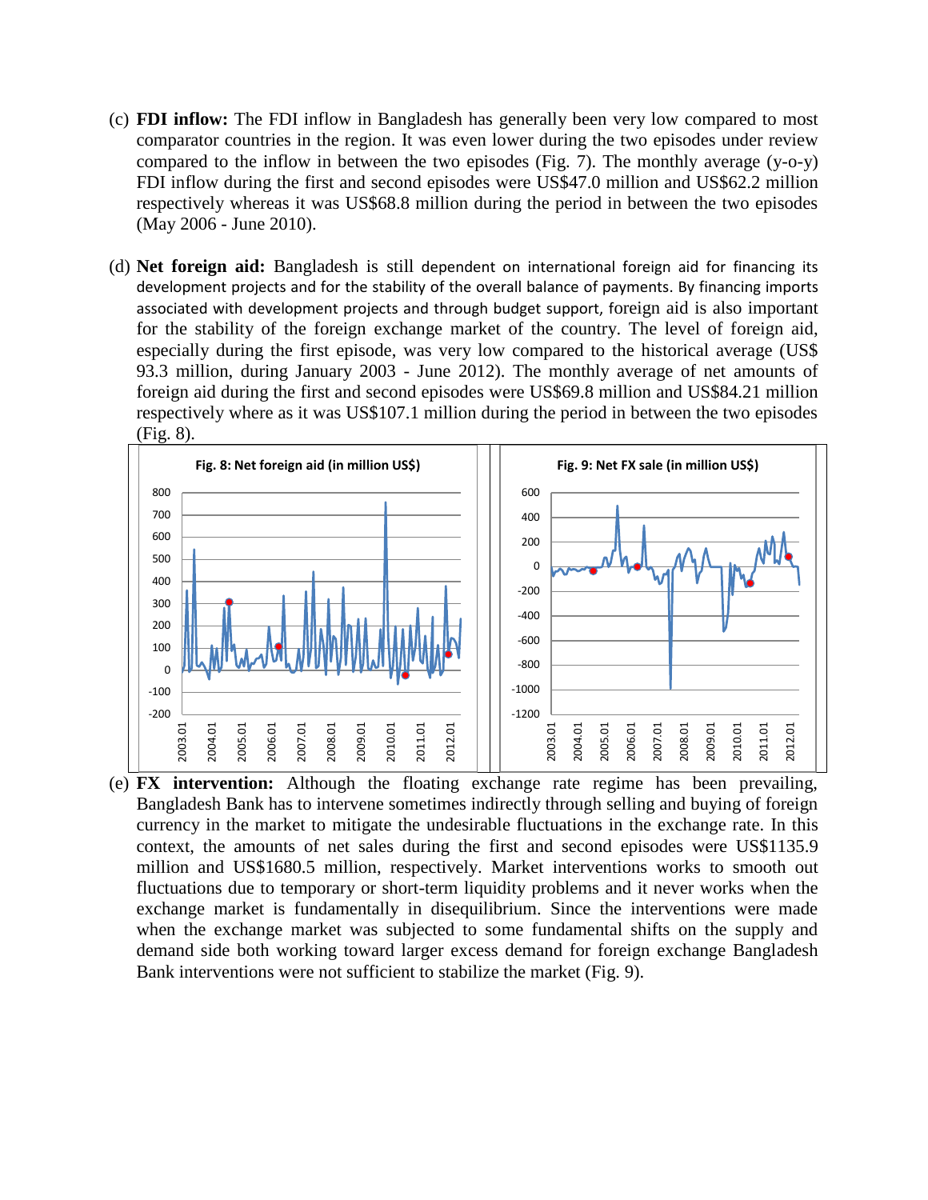(c) **FDI inflow:** The FDI inflow in Bangladesh has generally been very low compared to most comparator countries in the region. It was even lower during the two episodes under review compared to the inflow in between the two episodes (Fig. 7). The monthly average (y-o-y) FDI inflow during the first and second episodes were US$47.0 million and US$62.2 million respectively whereas it was US$68.8 million during the period in between the two episodes (May 2006 - June 2010).

(d) **Net foreign aid:** Bangladesh is still dependent on international foreign aid for financing its development projects and for the stability of the overall balance of payments. By financing imports associated with development projects and through budget support, foreign aid is also important for the stability of the foreign exchange market of the country. The level of foreign aid, especially during the first episode, was very low compared to the historical average (US$ 93.3 million, during January 2003 - June 2012). The monthly average of net amounts of foreign aid during the first and second episodes were US$69.8 million and US$84.21 million respectively where as it was US$107.1 million during the period in between the two episodes (Fig. 8).

**Fig. 8: Net foreign aid (in million US$)**

**Fig. 9: Net FX sale (in million US$)**

(e) **FX intervention:** Although the floating exchange rate regime has been prevailing, Bangladesh Bank has to intervene sometimes indirectly through selling and buying of foreign currency in the market to mitigate the undesirable fluctuations in the exchange rate. In this context, the amounts of net sales during the first and second episodes were US$1135.9 million and US$1680.5 million, respectively. Market interventions works to smooth out fluctuations due to temporary or short-term liquidity problems and it never works when the exchange market is fundamentally in disequilibrium. Since the interventions were made when the exchange market was subjected to some fundamental shifts on the supply and demand side both working toward larger excess demand for foreign exchange Bangladesh Bank interventions were not sufficient to stabilize the market (Fig. 9).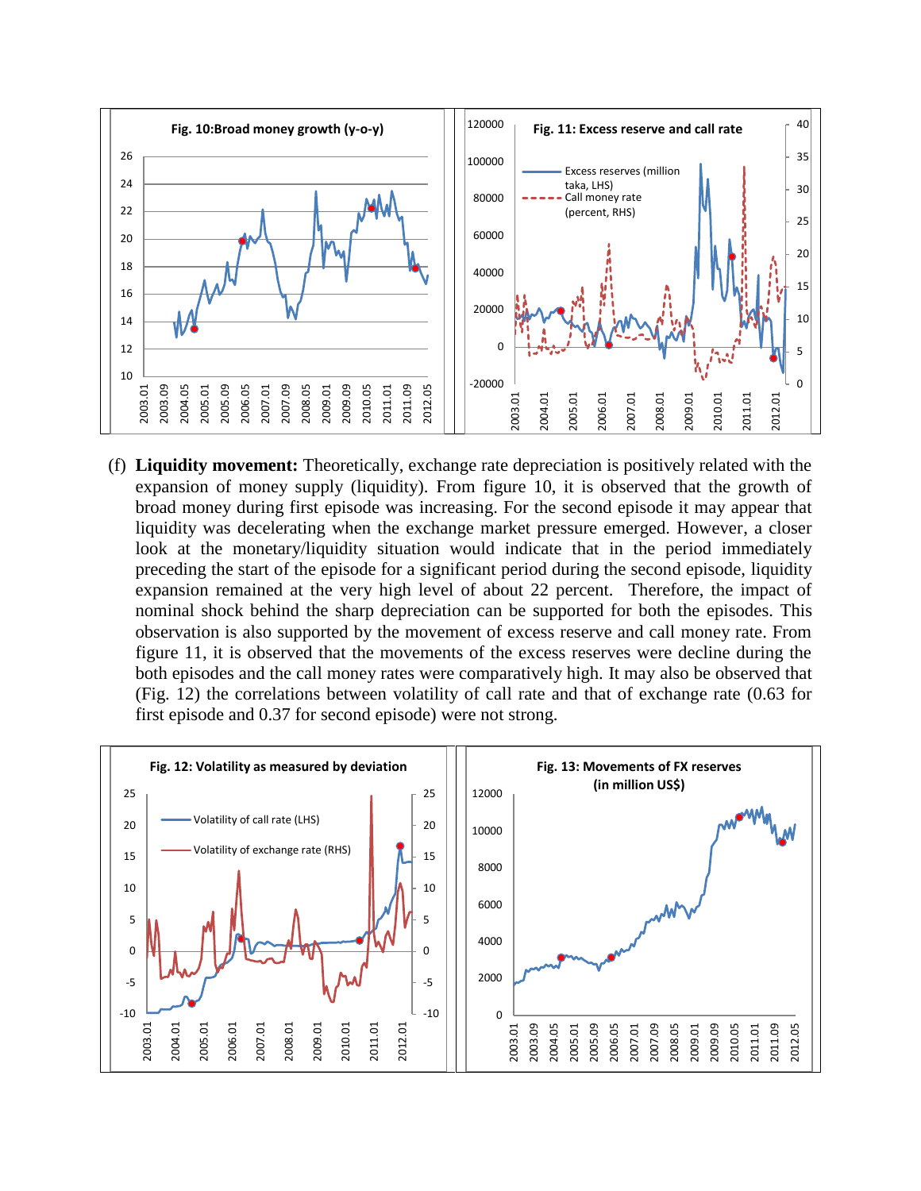(f) **Liquidity movement:** Theoretically, exchange rate depreciation is positively related with the expansion of money supply (liquidity). From figure 10, it is observed that the growth of broad money during first episode was increasing. For the second episode it may appear that liquidity was decelerating when the exchange market pressure emerged. However, a closer look at the monetary/liquidity situation would indicate that in the period immediately preceding the start of the episode for a significant period during the second episode, liquidity expansion remained at the very high level of about 22 percent. Therefore, the impact of nominal shock behind the sharp depreciation can be supported for both the episodes. This observation is also supported by the movement of excess reserve and call money rate. From figure 11, it is observed that the movements of the excess reserves were decline during the both episodes and the call money rates were comparatively high. It may also be observed that (Fig. 12) the correlations between volatility of call rate and that of exchange rate (0.63 for first episode and 0.37 for second episode) were not strong.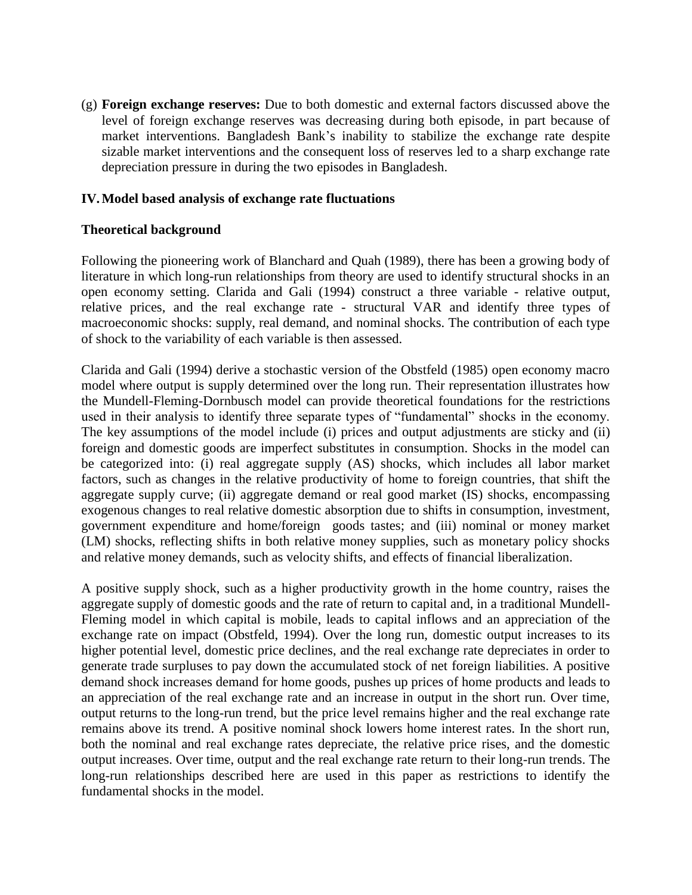(g) **Foreign exchange reserves:** Due to both domestic and external factors discussed above the level of foreign exchange reserves was decreasing during both episode, in part because of market interventions. Bangladesh Bank's inability to stabilize the exchange rate despite sizable market interventions and the consequent loss of reserves led to a sharp exchange rate depreciation pressure in during the two episodes in Bangladesh.

## IV. Model based analysis of exchange rate fluctuations

### Theoretical background

Following the pioneering work of Blanchard and Quah (1989), there has been a growing body of literature in which long-run relationships from theory are used to identify structural shocks in an open economy setting. Clarida and Gali (1994) construct a three variable - relative output, relative prices, and the real exchange rate - structural VAR and identify three types of macroeconomic shocks: supply, real demand, and nominal shocks. The contribution of each type of shock to the variability of each variable is then assessed.

Clarida and Gali (1994) derive a stochastic version of the Obstfeld (1985) open economy macro model where output is supply determined over the long run. Their representation illustrates how the Mundell-Fleming-Dornbusch model can provide theoretical foundations for the restrictions used in their analysis to identify three separate types of "fundamental" shocks in the economy. The key assumptions of the model include (i) prices and output adjustments are sticky and (ii) foreign and domestic goods are imperfect substitutes in consumption. Shocks in the model can be categorized into: (i) real aggregate supply (AS) shocks, which includes all labor market factors, such as changes in the relative productivity of home to foreign countries, that shift the aggregate supply curve; (ii) aggregate demand or real good market (IS) shocks, encompassing exogenous changes to real relative domestic absorption due to shifts in consumption, investment, government expenditure and home/foreign goods tastes; and (iii) nominal or money market (LM) shocks, reflecting shifts in both relative money supplies, such as monetary policy shocks and relative money demands, such as velocity shifts, and effects of financial liberalization.

A positive supply shock, such as a higher productivity growth in the home country, raises the aggregate supply of domestic goods and the rate of return to capital and, in a traditional Mundell-Fleming model in which capital is mobile, leads to capital inflows and an appreciation of the exchange rate on impact (Obstfeld, 1994). Over the long run, domestic output increases to its higher potential level, domestic price declines, and the real exchange rate depreciates in order to generate trade surpluses to pay down the accumulated stock of net foreign liabilities. A positive demand shock increases demand for home goods, pushes up prices of home products and leads to an appreciation of the real exchange rate and an increase in output in the short run. Over time, output returns to the long-run trend, but the price level remains higher and the real exchange rate remains above its trend. A positive nominal shock lowers home interest rates. In the short run, both the nominal and real exchange rates depreciate, the relative price rises, and the domestic output increases. Over time, output and the real exchange rate return to their long-run trends. The long-run relationships described here are used in this paper as restrictions to identify the fundamental shocks in the model.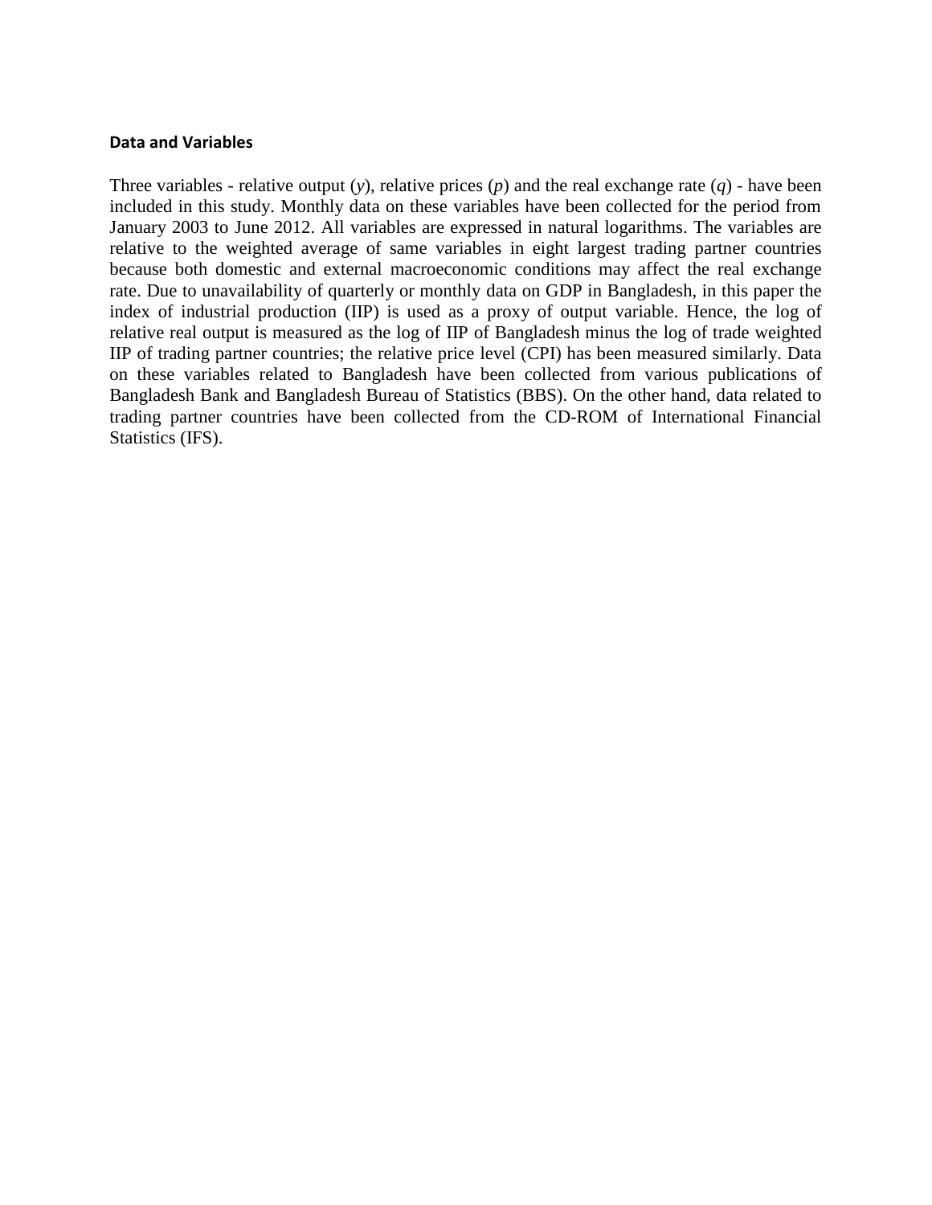## Data and Variables

Three variables - relative output ($y$), relative prices ($p$) and the real exchange rate ($q$) - have been included in this study. Monthly data on these variables have been collected for the period from January 2003 to June 2012. All variables are expressed in natural logarithms. The variables are relative to the weighted average of same variables in eight largest trading partner countries because both domestic and external macroeconomic conditions may affect the real exchange rate. Due to unavailability of quarterly or monthly data on GDP in Bangladesh, in this paper the index of industrial production (IIP) is used as a proxy of output variable. Hence, the log of relative real output is measured as the log of IIP of Bangladesh minus the log of trade weighted IIP of trading partner countries; the relative price level (CPI) has been measured similarly. Data on these variables related to Bangladesh have been collected from various publications of Bangladesh Bank and Bangladesh Bureau of Statistics (BBS). On the other hand, data related to trading partner countries have been collected from the CD-ROM of International Financial Statistics (IFS).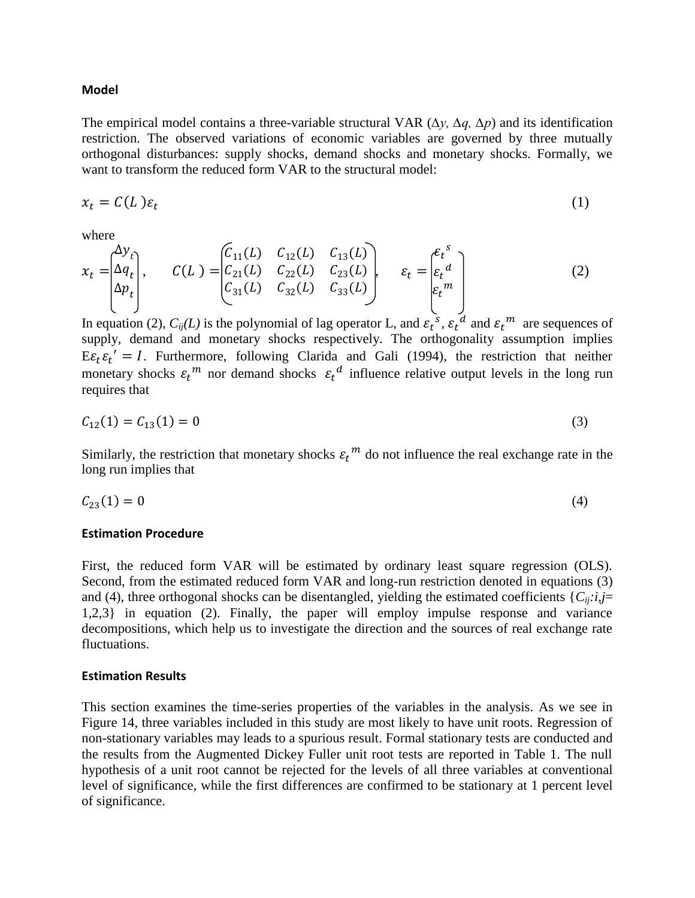### Model

The empirical model contains a three-variable structural VAR ($\Delta y$, $\Delta q$, $\Delta p$) and its identification restriction. The observed variations of economic variables are governed by three mutually orthogonal disturbances: supply shocks, demand shocks and monetary shocks. Formally, we want to transform the reduced form VAR to the structural model:

$$x_t = C(L)\varepsilon_t \tag{1}$$

where

$$x_t = \begin{pmatrix} \Delta y_t \\ \Delta q_t \\ \Delta p_t \end{pmatrix}, \qquad C(L) = \begin{pmatrix} C_{11}(L) & C_{12}(L) & C_{13}(L) \\ C_{21}(L) & C_{22}(L) & C_{23}(L) \\ C_{31}(L) & C_{32}(L) & C_{33}(L) \end{pmatrix}, \qquad \varepsilon_t = \begin{pmatrix} \varepsilon_t{}^s \\ \varepsilon_t{}^d \\ \varepsilon_t{}^m \end{pmatrix} \tag{2}$$

In equation (2), $C_{ij}(L)$ is the polynomial of lag operator L, and $\varepsilon_t{}^s$, $\varepsilon_t{}^d$ and $\varepsilon_t{}^m$ are sequences of supply, demand and monetary shocks respectively. The orthogonality assumption implies $E\varepsilon_t\varepsilon_t' = I$. Furthermore, following Clarida and Gali (1994), the restriction that neither monetary shocks $\varepsilon_t{}^m$ nor demand shocks $\varepsilon_t{}^d$ influence relative output levels in the long run requires that

$$C_{12}(1) = C_{13}(1) = 0 \tag{3}$$

Similarly, the restriction that monetary shocks $\varepsilon_t{}^m$ do not influence the real exchange rate in the long run implies that

$$C_{23}(1) = 0 \tag{4}$$

### Estimation Procedure

First, the reduced form VAR will be estimated by ordinary least square regression (OLS). Second, from the estimated reduced form VAR and long-run restriction denoted in equations (3) and (4), three orthogonal shocks can be disentangled, yielding the estimated coefficients $\{C_{ij}: i,j= 1,2,3\}$ in equation (2). Finally, the paper will employ impulse response and variance decompositions, which help us to investigate the direction and the sources of real exchange rate fluctuations.

### Estimation Results

This section examines the time-series properties of the variables in the analysis. As we see in Figure 14, three variables included in this study are most likely to have unit roots. Regression of non-stationary variables may leads to a spurious result. Formal stationary tests are conducted and the results from the Augmented Dickey Fuller unit root tests are reported in Table 1. The null hypothesis of a unit root cannot be rejected for the levels of all three variables at conventional level of significance, while the first differences are confirmed to be stationary at 1 percent level of significance.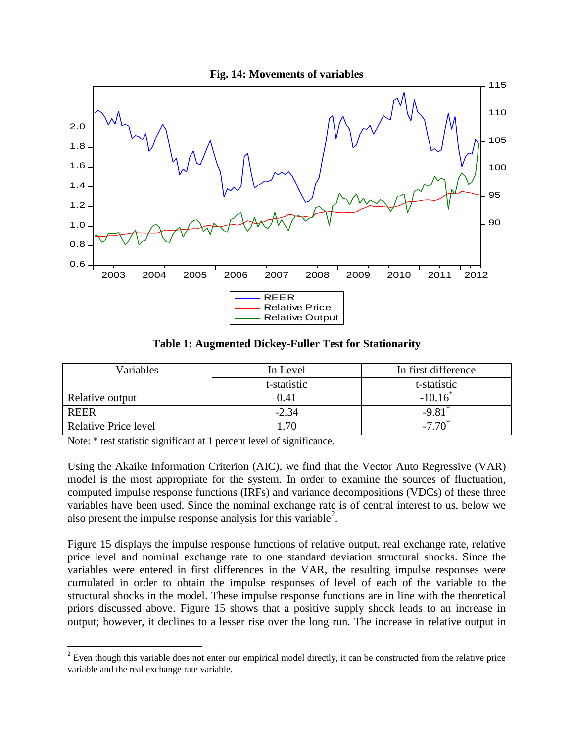**Fig. 14: Movements of variables**

**Table 1: Augmented Dickey-Fuller Test for Stationarity**

| Variables | In Level | In first difference |
|---|---|---|
| | t-statistic | t-statistic |
| Relative output | 0.41 | -10.16* |
| REER | -2.34 | -9.81* |
| Relative Price level | 1.70 | -7.70* |

Note: * test statistic significant at 1 percent level of significance.

Using the Akaike Information Criterion (AIC), we find that the Vector Auto Regressive (VAR) model is the most appropriate for the system. In order to examine the sources of fluctuation, computed impulse response functions (IRFs) and variance decompositions (VDCs) of these three variables have been used. Since the nominal exchange rate is of central interest to us, below we also present the impulse response analysis for this variable[2].

Figure 15 displays the impulse response functions of relative output, real exchange rate, relative price level and nominal exchange rate to one standard deviation structural shocks. Since the variables were entered in first differences in the VAR, the resulting impulse responses were cumulated in order to obtain the impulse responses of level of each of the variable to the structural shocks in the model. These impulse response functions are in line with the theoretical priors discussed above. Figure 15 shows that a positive supply shock leads to an increase in output; however, it declines to a lesser rise over the long run. The increase in relative output in

[2] Even though this variable does not enter our empirical model directly, it can be constructed from the relative price variable and the real exchange rate variable.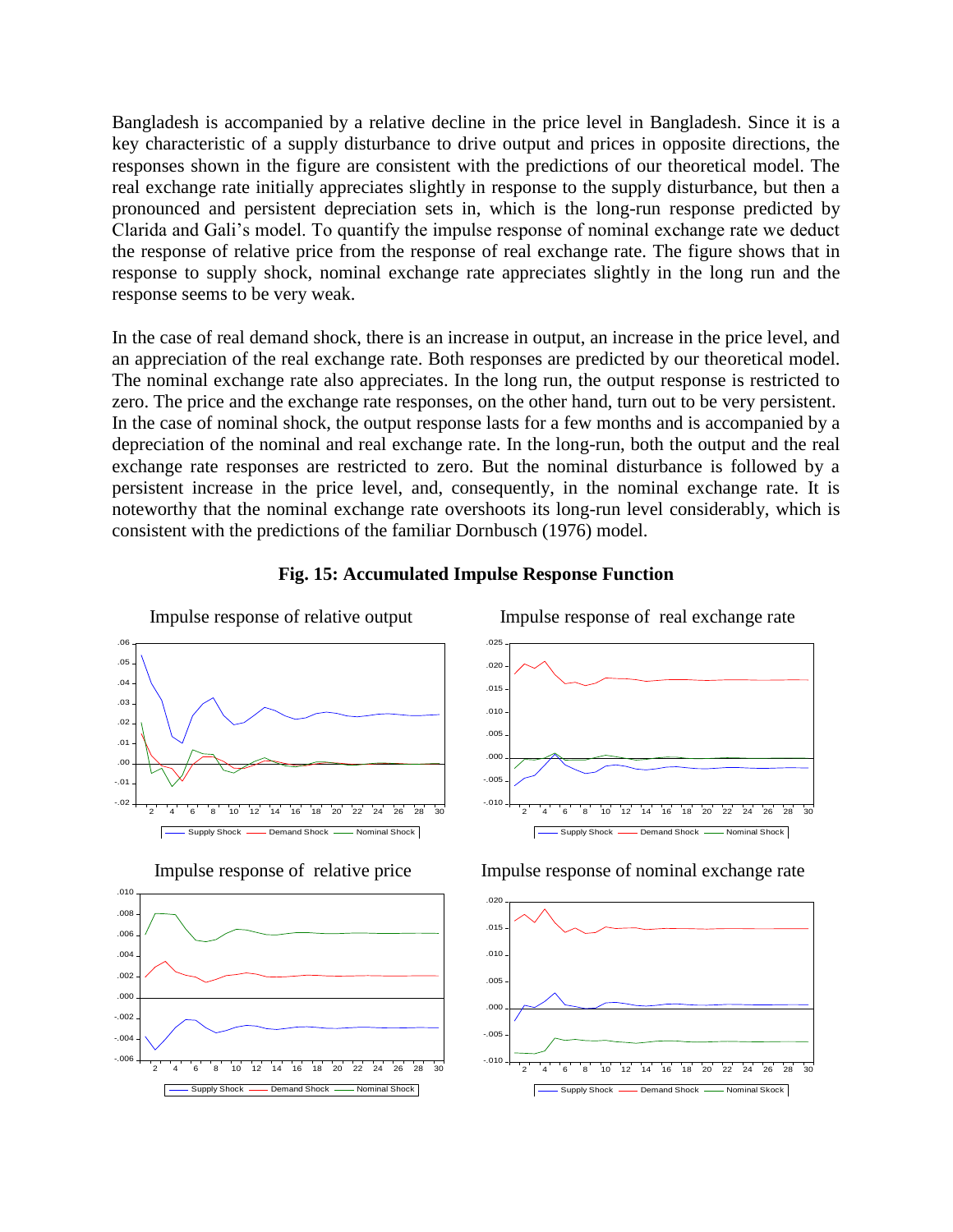Bangladesh is accompanied by a relative decline in the price level in Bangladesh. Since it is a key characteristic of a supply disturbance to drive output and prices in opposite directions, the responses shown in the figure are consistent with the predictions of our theoretical model. The real exchange rate initially appreciates slightly in response to the supply disturbance, but then a pronounced and persistent depreciation sets in, which is the long-run response predicted by Clarida and Gali's model. To quantify the impulse response of nominal exchange rate we deduct the response of relative price from the response of real exchange rate. The figure shows that in response to supply shock, nominal exchange rate appreciates slightly in the long run and the response seems to be very weak.

In the case of real demand shock, there is an increase in output, an increase in the price level, and an appreciation of the real exchange rate. Both responses are predicted by our theoretical model. The nominal exchange rate also appreciates. In the long run, the output response is restricted to zero. The price and the exchange rate responses, on the other hand, turn out to be very persistent. In the case of nominal shock, the output response lasts for a few months and is accompanied by a depreciation of the nominal and real exchange rate. In the long-run, both the output and the real exchange rate responses are restricted to zero. But the nominal disturbance is followed by a persistent increase in the price level, and, consequently, in the nominal exchange rate. It is noteworthy that the nominal exchange rate overshoots its long-run level considerably, which is consistent with the predictions of the familiar Dornbusch (1976) model.

**Fig. 15: Accumulated Impulse Response Function**

Impulse response of relative output

Impulse response of real exchange rate

Impulse response of relative price

Impulse response of nominal exchange rate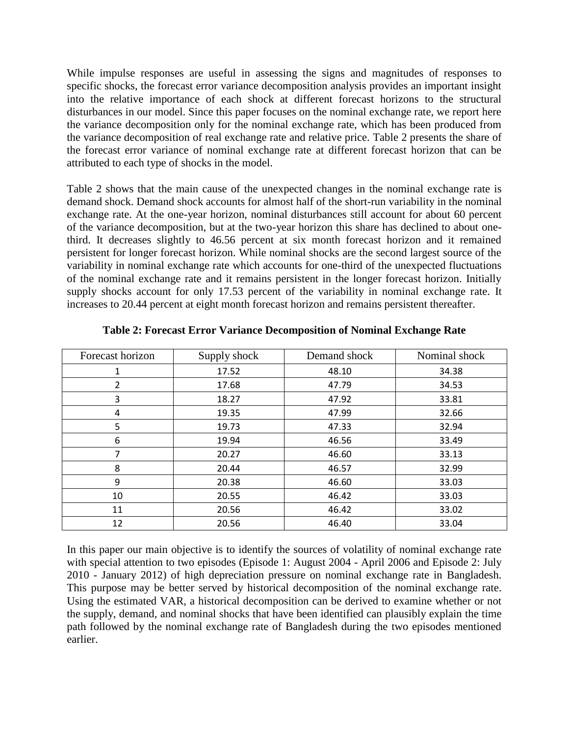While impulse responses are useful in assessing the signs and magnitudes of responses to specific shocks, the forecast error variance decomposition analysis provides an important insight into the relative importance of each shock at different forecast horizons to the structural disturbances in our model. Since this paper focuses on the nominal exchange rate, we report here the variance decomposition only for the nominal exchange rate, which has been produced from the variance decomposition of real exchange rate and relative price. Table 2 presents the share of the forecast error variance of nominal exchange rate at different forecast horizon that can be attributed to each type of shocks in the model.

Table 2 shows that the main cause of the unexpected changes in the nominal exchange rate is demand shock. Demand shock accounts for almost half of the short-run variability in the nominal exchange rate. At the one-year horizon, nominal disturbances still account for about 60 percent of the variance decomposition, but at the two-year horizon this share has declined to about one-third. It decreases slightly to 46.56 percent at six month forecast horizon and it remained persistent for longer forecast horizon. While nominal shocks are the second largest source of the variability in nominal exchange rate which accounts for one-third of the unexpected fluctuations of the nominal exchange rate and it remains persistent in the longer forecast horizon. Initially supply shocks account for only 17.53 percent of the variability in nominal exchange rate. It increases to 20.44 percent at eight month forecast horizon and remains persistent thereafter.

**Table 2: Forecast Error Variance Decomposition of Nominal Exchange Rate**

| Forecast horizon | Supply shock | Demand shock | Nominal shock |
|---|---|---|---|
| 1 | 17.52 | 48.10 | 34.38 |
| 2 | 17.68 | 47.79 | 34.53 |
| 3 | 18.27 | 47.92 | 33.81 |
| 4 | 19.35 | 47.99 | 32.66 |
| 5 | 19.73 | 47.33 | 32.94 |
| 6 | 19.94 | 46.56 | 33.49 |
| 7 | 20.27 | 46.60 | 33.13 |
| 8 | 20.44 | 46.57 | 32.99 |
| 9 | 20.38 | 46.60 | 33.03 |
| 10 | 20.55 | 46.42 | 33.03 |
| 11 | 20.56 | 46.42 | 33.02 |
| 12 | 20.56 | 46.40 | 33.04 |

In this paper our main objective is to identify the sources of volatility of nominal exchange rate with special attention to two episodes (Episode 1: August 2004 - April 2006 and Episode 2: July 2010 - January 2012) of high depreciation pressure on nominal exchange rate in Bangladesh. This purpose may be better served by historical decomposition of the nominal exchange rate. Using the estimated VAR, a historical decomposition can be derived to examine whether or not the supply, demand, and nominal shocks that have been identified can plausibly explain the time path followed by the nominal exchange rate of Bangladesh during the two episodes mentioned earlier.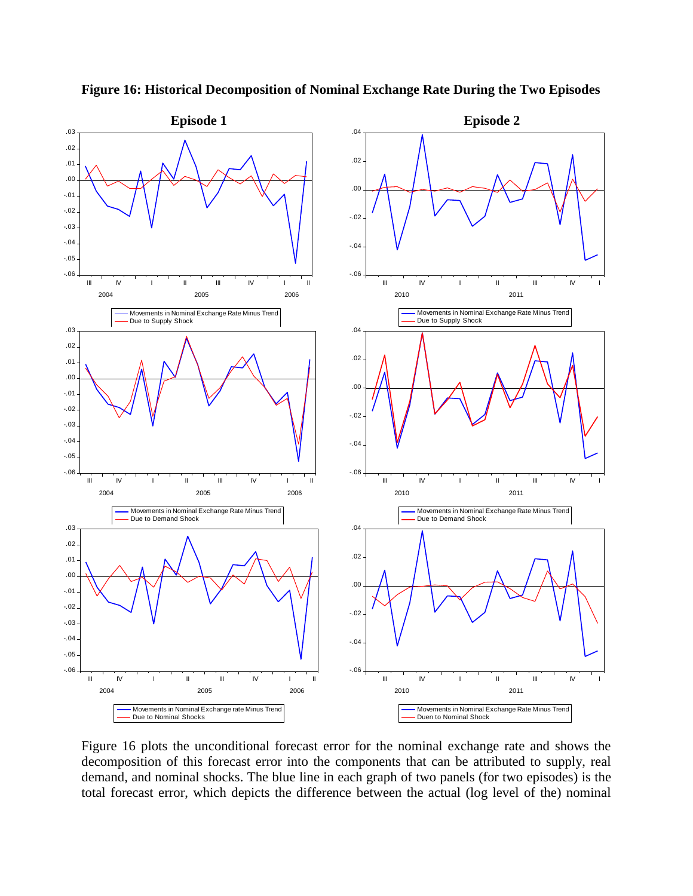**Figure 16: Historical Decomposition of Nominal Exchange Rate During the Two Episodes**

Figure 16 plots the unconditional forecast error for the nominal exchange rate and shows the decomposition of this forecast error into the components that can be attributed to supply, real demand, and nominal shocks. The blue line in each graph of two panels (for two episodes) is the total forecast error, which depicts the difference between the actual (log level of the) nominal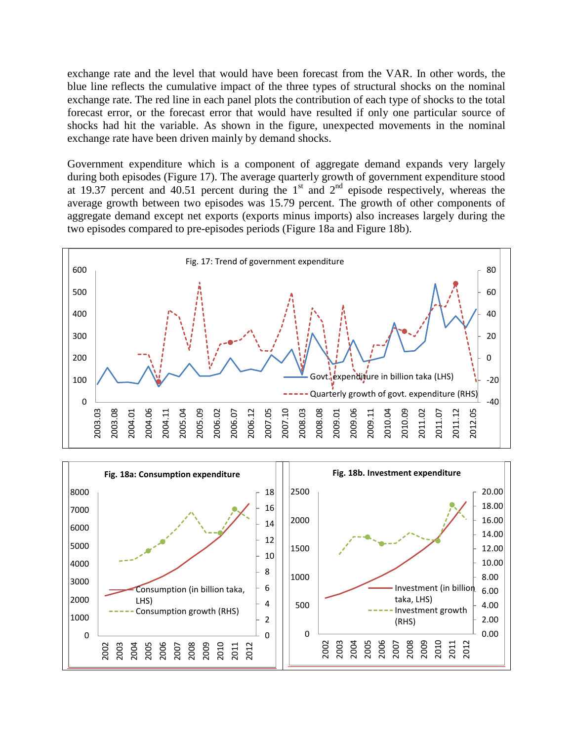exchange rate and the level that would have been forecast from the VAR. In other words, the blue line reflects the cumulative impact of the three types of structural shocks on the nominal exchange rate. The red line in each panel plots the contribution of each type of shocks to the total forecast error, or the forecast error that would have resulted if only one particular source of shocks had hit the variable. As shown in the figure, unexpected movements in the nominal exchange rate have been driven mainly by demand shocks.

Government expenditure which is a component of aggregate demand expands very largely during both episodes (Figure 17). The average quarterly growth of government expenditure stood at 19.37 percent and 40.51 percent during the 1st and 2nd episode respectively, whereas the average growth between two episodes was 15.79 percent. The growth of other components of aggregate demand except net exports (exports minus imports) also increases largely during the two episodes compared to pre-episodes periods (Figure 18a and Figure 18b).

Fig. 17: Trend of government expenditure

Fig. 18a: Consumption expenditure

Fig. 18b. Investment expenditure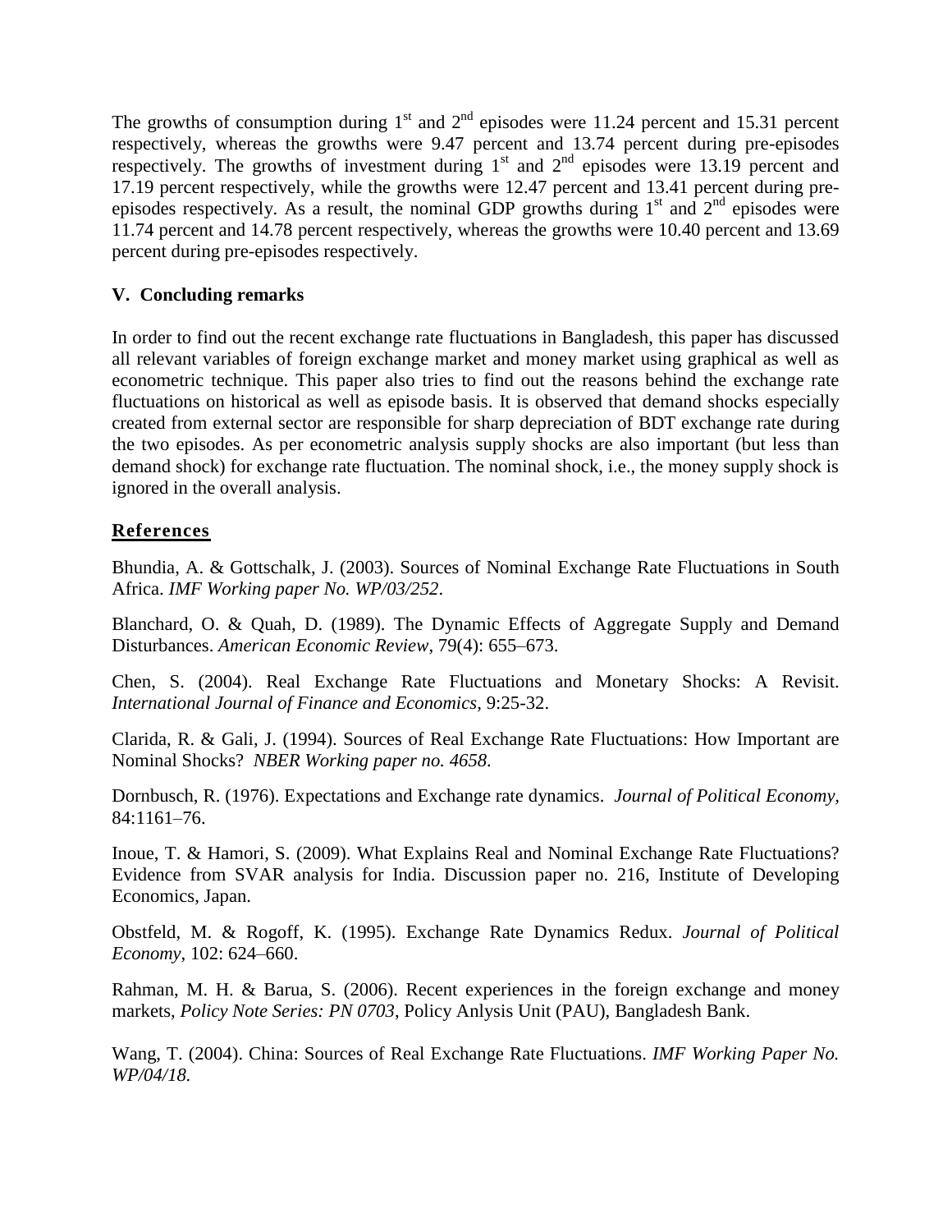The growths of consumption during 1st and 2nd episodes were 11.24 percent and 15.31 percent respectively, whereas the growths were 9.47 percent and 13.74 percent during pre-episodes respectively. The growths of investment during 1st and 2nd episodes were 13.19 percent and 17.19 percent respectively, while the growths were 12.47 percent and 13.41 percent during pre-episodes respectively. As a result, the nominal GDP growths during 1st and 2nd episodes were 11.74 percent and 14.78 percent respectively, whereas the growths were 10.40 percent and 13.69 percent during pre-episodes respectively.

## V. Concluding remarks

In order to find out the recent exchange rate fluctuations in Bangladesh, this paper has discussed all relevant variables of foreign exchange market and money market using graphical as well as econometric technique. This paper also tries to find out the reasons behind the exchange rate fluctuations on historical as well as episode basis. It is observed that demand shocks especially created from external sector are responsible for sharp depreciation of BDT exchange rate during the two episodes. As per econometric analysis supply shocks are also important (but less than demand shock) for exchange rate fluctuation. The nominal shock, i.e., the money supply shock is ignored in the overall analysis.

## References

Bhundia, A. & Gottschalk, J. (2003). Sources of Nominal Exchange Rate Fluctuations in South Africa. *IMF Working paper No. WP/03/252*.

Blanchard, O. & Quah, D. (1989). The Dynamic Effects of Aggregate Supply and Demand Disturbances. *American Economic Review*, 79(4): 655–673.

Chen, S. (2004). Real Exchange Rate Fluctuations and Monetary Shocks: A Revisit. *International Journal of Finance and Economics*, 9:25-32.

Clarida, R. & Gali, J. (1994). Sources of Real Exchange Rate Fluctuations: How Important are Nominal Shocks? *NBER Working paper no. 4658*.

Dornbusch, R. (1976). Expectations and Exchange rate dynamics. *Journal of Political Economy*, 84:1161–76.

Inoue, T. & Hamori, S. (2009). What Explains Real and Nominal Exchange Rate Fluctuations? Evidence from SVAR analysis for India. Discussion paper no. 216, Institute of Developing Economics, Japan.

Obstfeld, M. & Rogoff, K. (1995). Exchange Rate Dynamics Redux. *Journal of Political Economy*, 102: 624–660.

Rahman, M. H. & Barua, S. (2006). Recent experiences in the foreign exchange and money markets, *Policy Note Series: PN 0703*, Policy Anlysis Unit (PAU), Bangladesh Bank.

Wang, T. (2004). China: Sources of Real Exchange Rate Fluctuations. *IMF Working Paper No. WP/04/18.*